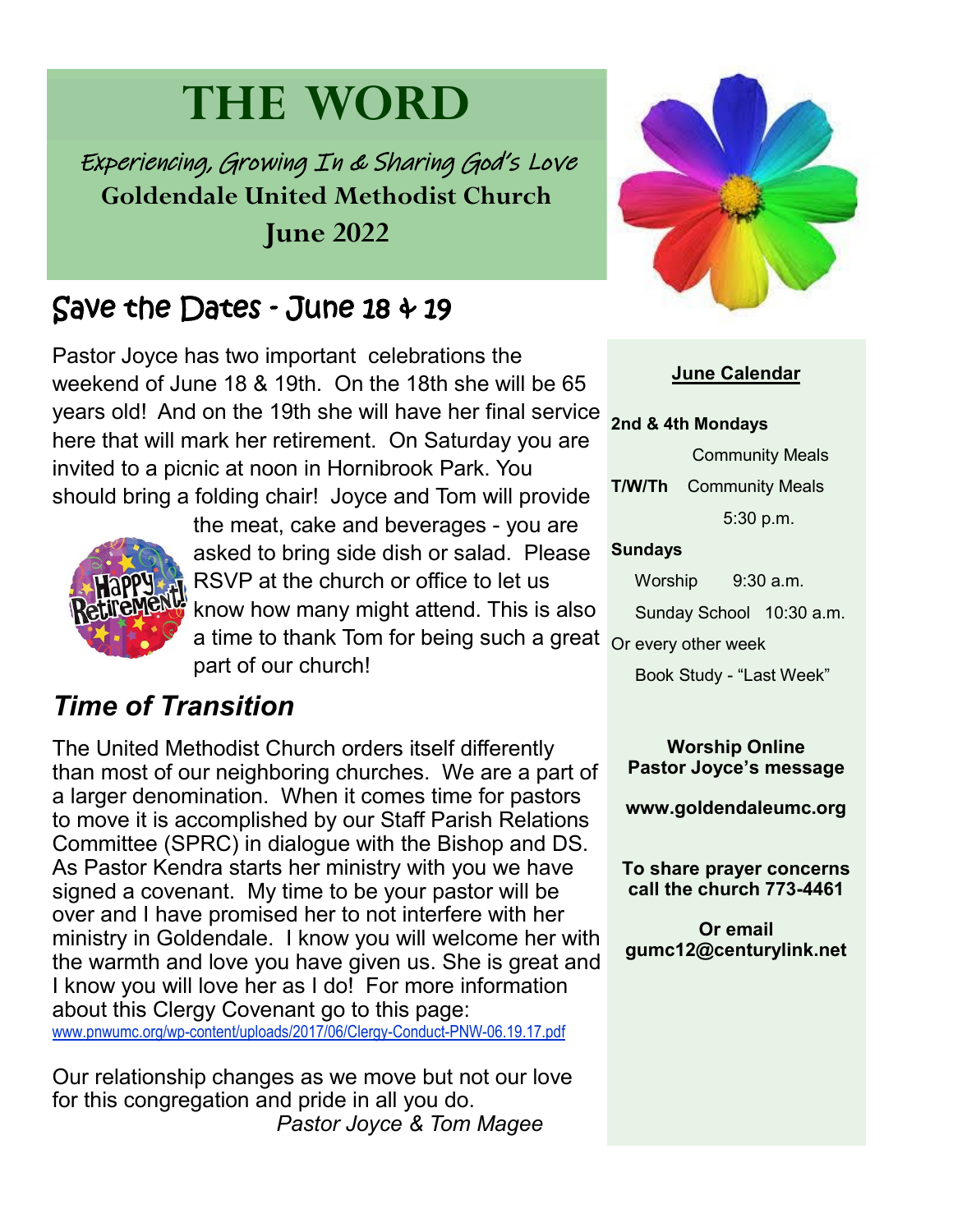# THE WORD

*Experiencing, Growing In & Sharing God's Love*

**Goldendale United Methodist Church**

**June 2022**

## Save the Dates - June 18 & 19

Pastor Joyce has two important celebrations the weekend of June 18 & 19th. On the 18th she will be 65 years old! And on the 19th she will have her final service here that will mark her retirement. On Saturday you are invited to a picnic at noon in Hornibrook Park. You should bring a folding chair! Joyce and Tom will provide the meat, cake and beverages - you are asked to bring side dish or salad. Please RSVP at the church or office to let us know how many might attend. This is also a time to thank Tom for being such a great part of our church!

## *Time of Transition*

The United Methodist Church orders itself differently than most of our neighboring churches. We are a part of a larger denomination. When it comes time for pastors to move it is accomplished by our Staff Parish Relations Committee (SPRC) in dialogue with the Bishop and DS. As Pastor Kendra starts her ministry with you we have signed a covenant. My time to be your pastor will be over and I have promised her to not interfere with her ministry in Goldendale. I know you will welcome her with the warmth and love you have given us. She is great and I know you will love her as I do! For more information about this Clergy Covenant go to this page: www.pnwumc.org/wp-content/uploads/2017/06/Clergy-Conduct-PNW-06.19.17.pdf

Our relationship changes as we move but not our love for this congregation and pride in all you do.

*Pastor Joyce & Tom Magee*

---

**June Calendar**

**2nd & 4th Mondays**
Community Meals

**T/W/Th** Community Meals
5:30 p.m.

**Sundays**
Worship 9:30 a.m.
Sunday School 10:30 a.m.

Or every other week
Book Study - "Last Week"

**Worship Online**
**Pastor Joyce's message**

**www.goldendaleumc.org**

**To share prayer concerns call the church 773-4461**

**Or email**
**gumc12@centurylink.net**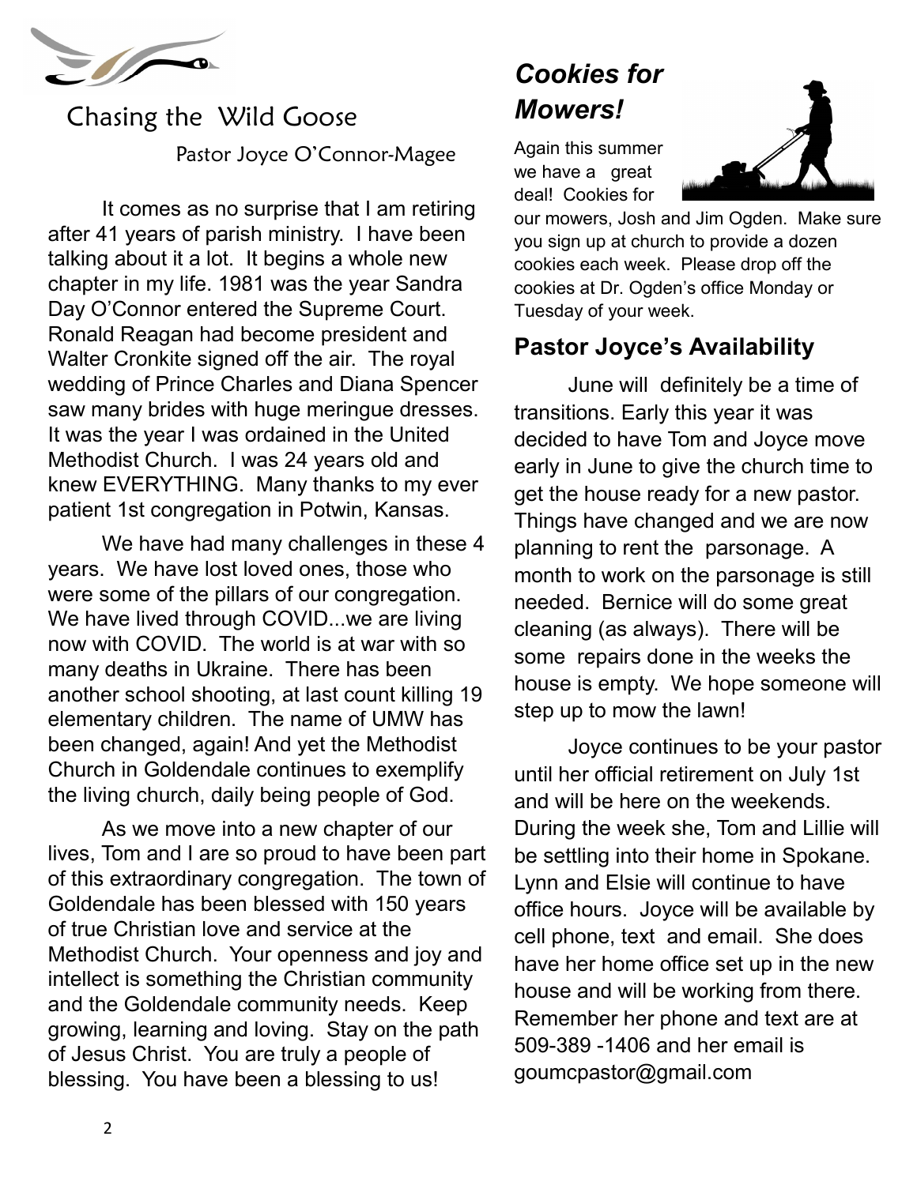## Chasing the Wild Goose

Pastor Joyce O'Connor-Magee

It comes as no surprise that I am retiring after 41 years of parish ministry. I have been talking about it a lot. It begins a whole new chapter in my life. 1981 was the year Sandra Day O'Connor entered the Supreme Court. Ronald Reagan had become president and Walter Cronkite signed off the air. The royal wedding of Prince Charles and Diana Spencer saw many brides with huge meringue dresses. It was the year I was ordained in the United Methodist Church. I was 24 years old and knew EVERYTHING. Many thanks to my ever patient 1st congregation in Potwin, Kansas.

We have had many challenges in these 4 years. We have lost loved ones, those who were some of the pillars of our congregation. We have lived through COVID...we are living now with COVID. The world is at war with so many deaths in Ukraine. There has been another school shooting, at last count killing 19 elementary children. The name of UMW has been changed, again! And yet the Methodist Church in Goldendale continues to exemplify the living church, daily being people of God.

As we move into a new chapter of our lives, Tom and I are so proud to have been part of this extraordinary congregation. The town of Goldendale has been blessed with 150 years of true Christian love and service at the Methodist Church. Your openness and joy and intellect is something the Christian community and the Goldendale community needs. Keep growing, learning and loving. Stay on the path of Jesus Christ. You are truly a people of blessing. You have been a blessing to us!

## *Cookies for Mowers!*

Again this summer we have a great deal! Cookies for our mowers, Josh and Jim Ogden. Make sure you sign up at church to provide a dozen cookies each week. Please drop off the cookies at Dr. Ogden's office Monday or Tuesday of your week.

## Pastor Joyce's Availability

June will definitely be a time of transitions. Early this year it was decided to have Tom and Joyce move early in June to give the church time to get the house ready for a new pastor. Things have changed and we are now planning to rent the parsonage. A month to work on the parsonage is still needed. Bernice will do some great cleaning (as always). There will be some repairs done in the weeks the house is empty. We hope someone will step up to mow the lawn!

Joyce continues to be your pastor until her official retirement on July 1st and will be here on the weekends. During the week she, Tom and Lillie will be settling into their home in Spokane. Lynn and Elsie will continue to have office hours. Joyce will be available by cell phone, text and email. She does have her home office set up in the new house and will be working from there. Remember her phone and text are at 509-389 -1406 and her email is goumcpastor@gmail.com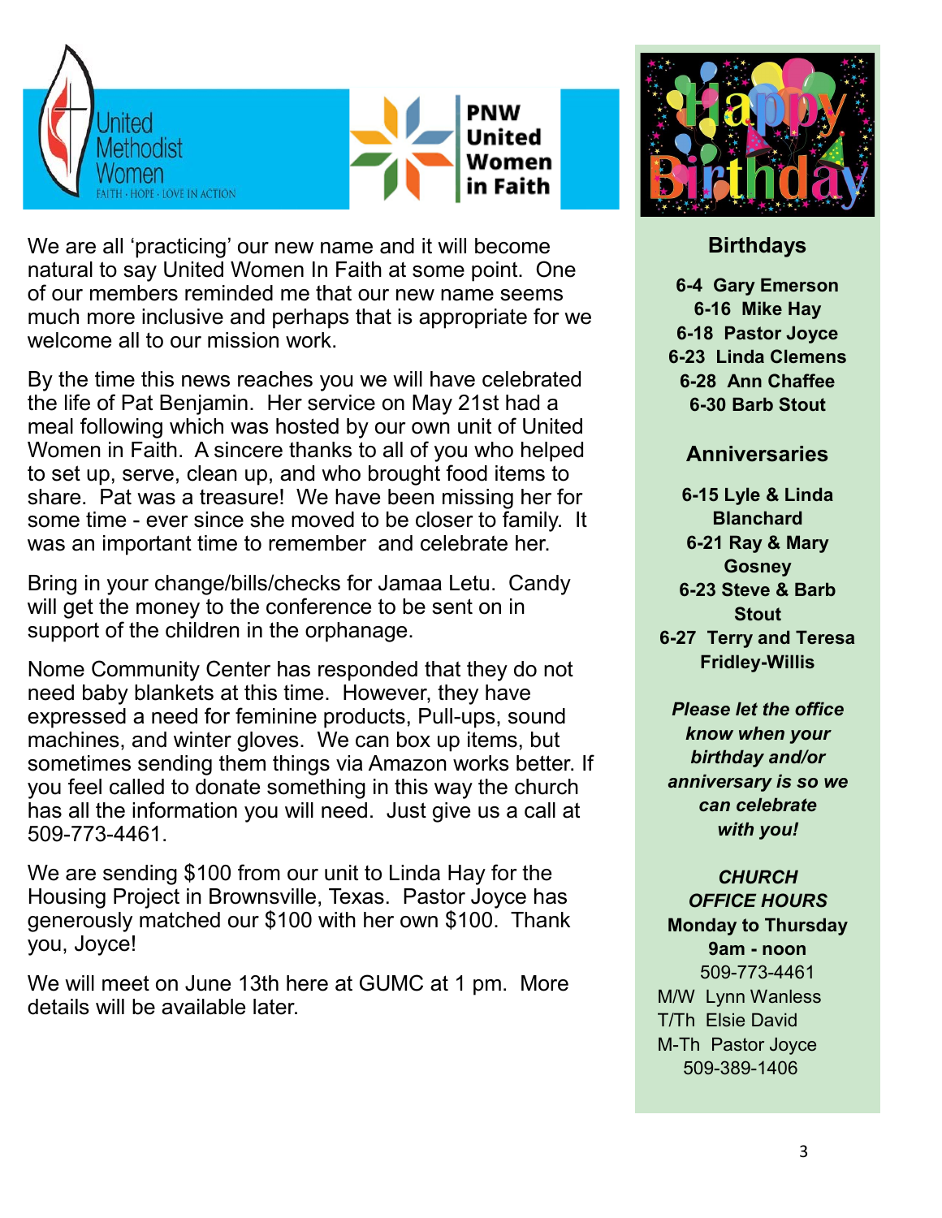United Methodist Women

FAITH · HOPE · LOVE IN ACTION

PNW United Women in Faith

We are all 'practicing' our new name and it will become natural to say United Women In Faith at some point. One of our members reminded me that our new name seems much more inclusive and perhaps that is appropriate for we welcome all to our mission work.

By the time this news reaches you we will have celebrated the life of Pat Benjamin. Her service on May 21st had a meal following which was hosted by our own unit of United Women in Faith. A sincere thanks to all of you who helped to set up, serve, clean up, and who brought food items to share. Pat was a treasure! We have been missing her for some time - ever since she moved to be closer to family. It was an important time to remember and celebrate her.

Bring in your change/bills/checks for Jamaa Letu. Candy will get the money to the conference to be sent on in support of the children in the orphanage.

Nome Community Center has responded that they do not need baby blankets at this time. However, they have expressed a need for feminine products, Pull-ups, sound machines, and winter gloves. We can box up items, but sometimes sending them things via Amazon works better. If you feel called to donate something in this way the church has all the information you will need. Just give us a call at 509-773-4461.

We are sending $100 from our unit to Linda Hay for the Housing Project in Brownsville, Texas. Pastor Joyce has generously matched our $100 with her own $100. Thank you, Joyce!

We will meet on June 13th here at GUMC at 1 pm. More details will be available later.

Happy Birthday

## Birthdays

**6-4 Gary Emerson**
**6-16 Mike Hay**
**6-18 Pastor Joyce**
**6-23 Linda Clemens**
**6-28 Ann Chaffee**
**6-30 Barb Stout**

## Anniversaries

**6-15 Lyle & Linda Blanchard**
**6-21 Ray & Mary Gosney**
**6-23 Steve & Barb Stout**
**6-27 Terry and Teresa Fridley-Willis**

***Please let the office know when your birthday and/or anniversary is so we can celebrate with you!***

***CHURCH OFFICE HOURS***
**Monday to Thursday**
**9am - noon**
509-773-4461
M/W Lynn Wanless
T/Th Elsie David
M-Th Pastor Joyce
509-389-1406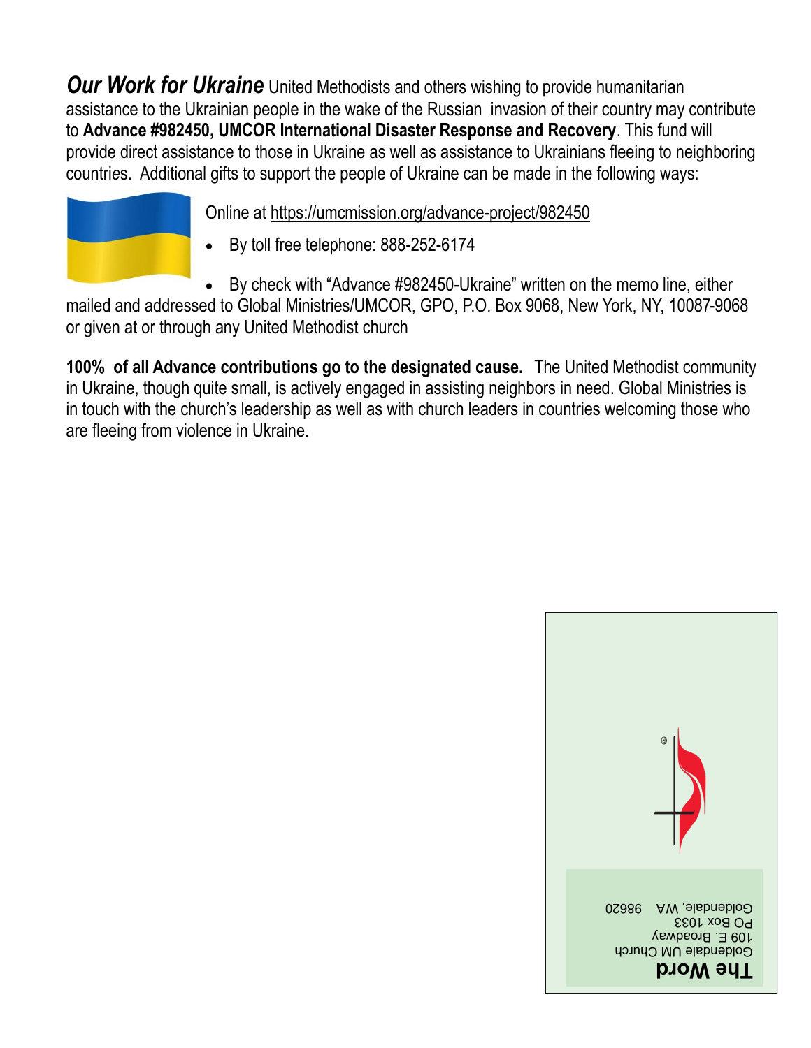***Our Work for Ukraine*** United Methodists and others wishing to provide humanitarian assistance to the Ukrainian people in the wake of the Russian invasion of their country may contribute to **Advance #982450, UMCOR International Disaster Response and Recovery**. This fund will provide direct assistance to those in Ukraine as well as assistance to Ukrainians fleeing to neighboring countries. Additional gifts to support the people of Ukraine can be made in the following ways:

Online at https://umcmission.org/advance-project/982450

- By toll free telephone: 888-252-6174
- By check with "Advance #982450-Ukraine" written on the memo line, either mailed and addressed to Global Ministries/UMCOR, GPO, P.O. Box 9068, New York, NY, 10087-9068 or given at or through any United Methodist church

**100% of all Advance contributions go to the designated cause.** The United Methodist community in Ukraine, though quite small, is actively engaged in assisting neighbors in need. Global Ministries is in touch with the church's leadership as well as with church leaders in countries welcoming those who are fleeing from violence in Ukraine.

**The Word**
Goldendale UM Church
109 E. Broadway
PO Box 1033
Goldendale, WA 98620